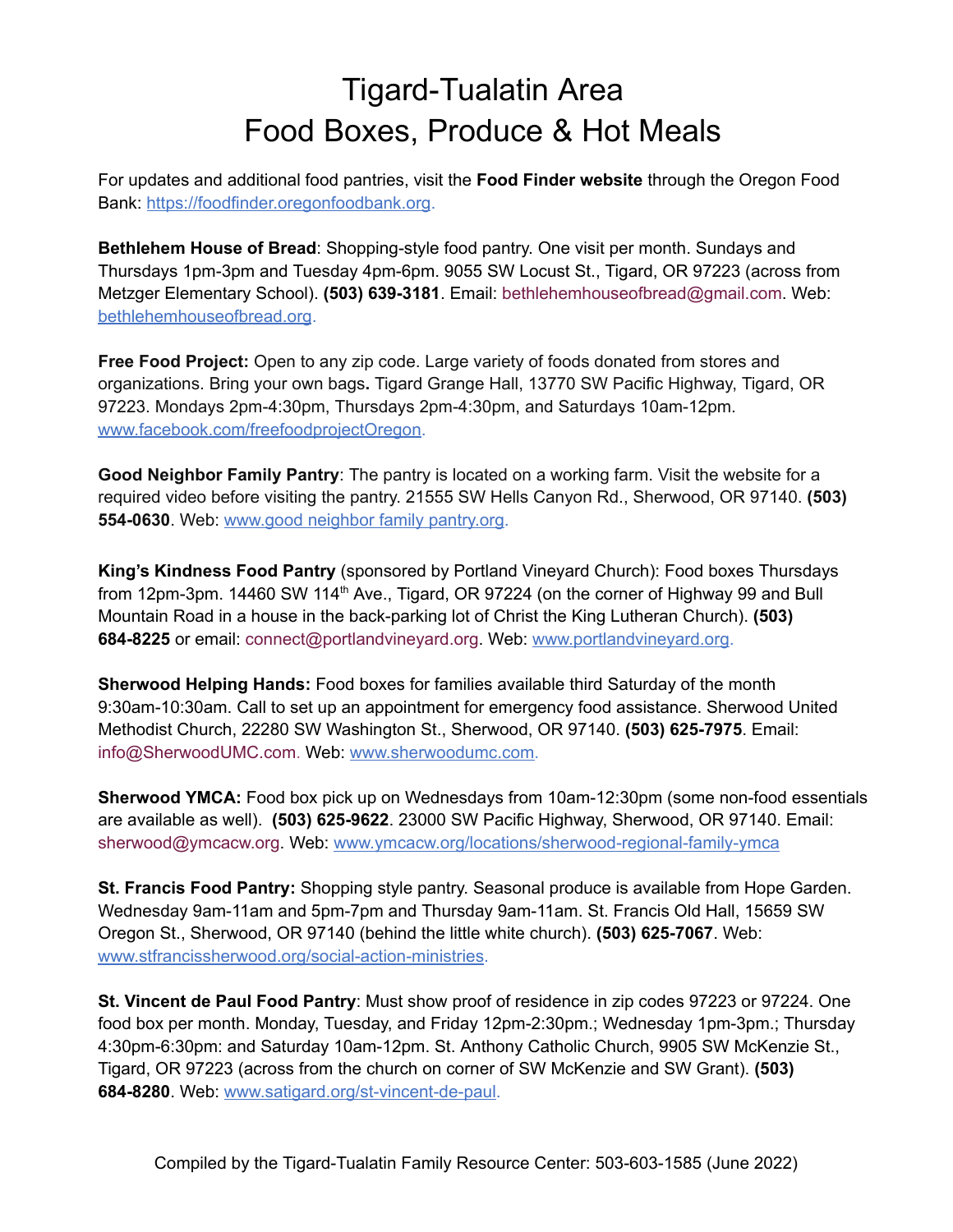# Tigard-Tualatin Area
# Food Boxes, Produce & Hot Meals

For updates and additional food pantries, visit the **Food Finder website** through the Oregon Food Bank: https://foodfinder.oregonfoodbank.org.

**Bethlehem House of Bread**: Shopping-style food pantry. One visit per month. Sundays and Thursdays 1pm-3pm and Tuesday 4pm-6pm. 9055 SW Locust St., Tigard, OR 97223 (across from Metzger Elementary School). **(503) 639-3181**. Email: bethlehemhouseofbread@gmail.com. Web: bethlehemhouseofbread.org.

**Free Food Project:** Open to any zip code. Large variety of foods donated from stores and organizations. Bring your own bags**.** Tigard Grange Hall, 13770 SW Pacific Highway, Tigard, OR 97223. Mondays 2pm-4:30pm, Thursdays 2pm-4:30pm, and Saturdays 10am-12pm. www.facebook.com/freefoodprojectOregon.

**Good Neighbor Family Pantry**: The pantry is located on a working farm. Visit the website for a required video before visiting the pantry. 21555 SW Hells Canyon Rd., Sherwood, OR 97140. **(503) 554-0630**. Web: www.good neighbor family pantry.org.

**King's Kindness Food Pantry** (sponsored by Portland Vineyard Church): Food boxes Thursdays from 12pm-3pm. 14460 SW 114th Ave., Tigard, OR 97224 (on the corner of Highway 99 and Bull Mountain Road in a house in the back-parking lot of Christ the King Lutheran Church). **(503) 684-8225** or email: connect@portlandvineyard.org. Web: www.portlandvineyard.org.

**Sherwood Helping Hands:** Food boxes for families available third Saturday of the month 9:30am-10:30am. Call to set up an appointment for emergency food assistance. Sherwood United Methodist Church, 22280 SW Washington St., Sherwood, OR 97140. **(503) 625-7975**. Email: info@SherwoodUMC.com. Web: www.sherwoodumc.com.

**Sherwood YMCA:** Food box pick up on Wednesdays from 10am-12:30pm (some non-food essentials are available as well). **(503) 625-9622**. 23000 SW Pacific Highway, Sherwood, OR 97140. Email: sherwood@ymcacw.org. Web: www.ymcacw.org/locations/sherwood-regional-family-ymca

**St. Francis Food Pantry:** Shopping style pantry. Seasonal produce is available from Hope Garden. Wednesday 9am-11am and 5pm-7pm and Thursday 9am-11am. St. Francis Old Hall, 15659 SW Oregon St., Sherwood, OR 97140 (behind the little white church). **(503) 625-7067**. Web: www.stfrancissherwood.org/social-action-ministries.

**St. Vincent de Paul Food Pantry**: Must show proof of residence in zip codes 97223 or 97224. One food box per month. Monday, Tuesday, and Friday 12pm-2:30pm.; Wednesday 1pm-3pm.; Thursday 4:30pm-6:30pm: and Saturday 10am-12pm. St. Anthony Catholic Church, 9905 SW McKenzie St., Tigard, OR 97223 (across from the church on corner of SW McKenzie and SW Grant). **(503) 684-8280**. Web: www.satigard.org/st-vincent-de-paul.

Compiled by the Tigard-Tualatin Family Resource Center: 503-603-1585 (June 2022)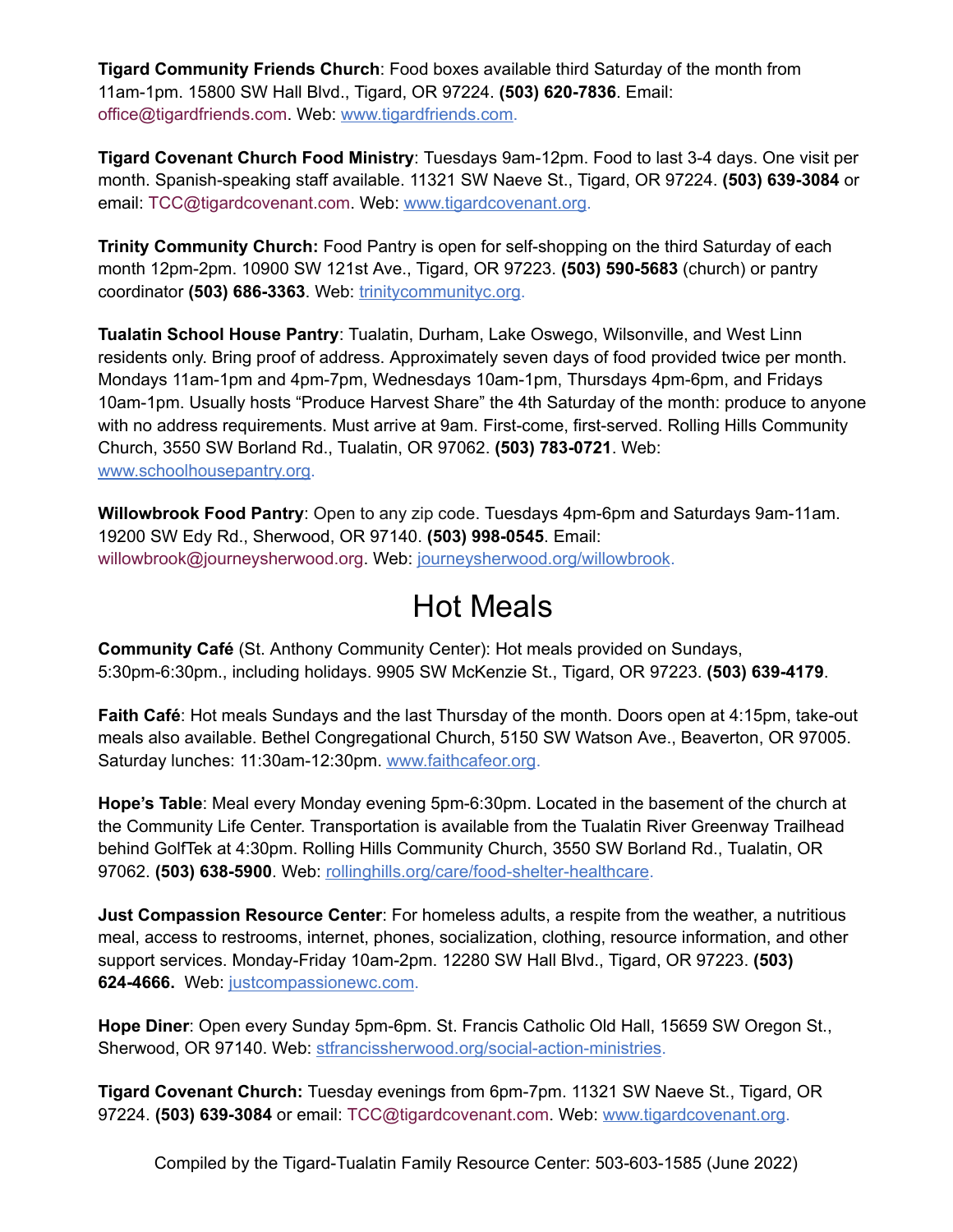**Tigard Community Friends Church**: Food boxes available third Saturday of the month from 11am-1pm. 15800 SW Hall Blvd., Tigard, OR 97224. **(503) 620-7836**. Email: office@tigardfriends.com. Web: www.tigardfriends.com.

**Tigard Covenant Church Food Ministry**: Tuesdays 9am-12pm. Food to last 3-4 days. One visit per month. Spanish-speaking staff available. 11321 SW Naeve St., Tigard, OR 97224. **(503) 639-3084** or email: TCC@tigardcovenant.com. Web: www.tigardcovenant.org.

**Trinity Community Church:** Food Pantry is open for self-shopping on the third Saturday of each month 12pm-2pm. 10900 SW 121st Ave., Tigard, OR 97223. **(503) 590-5683** (church) or pantry coordinator **(503) 686-3363**. Web: trinitycommunityc.org.

**Tualatin School House Pantry**: Tualatin, Durham, Lake Oswego, Wilsonville, and West Linn residents only. Bring proof of address. Approximately seven days of food provided twice per month. Mondays 11am-1pm and 4pm-7pm, Wednesdays 10am-1pm, Thursdays 4pm-6pm, and Fridays 10am-1pm. Usually hosts "Produce Harvest Share" the 4th Saturday of the month: produce to anyone with no address requirements. Must arrive at 9am. First-come, first-served. Rolling Hills Community Church, 3550 SW Borland Rd., Tualatin, OR 97062. **(503) 783-0721**. Web: www.schoolhousepantry.org.

**Willowbrook Food Pantry**: Open to any zip code. Tuesdays 4pm-6pm and Saturdays 9am-11am. 19200 SW Edy Rd., Sherwood, OR 97140. **(503) 998-0545**. Email: willowbrook@journeysherwood.org. Web: journeysherwood.org/willowbrook.

# Hot Meals

**Community Café** (St. Anthony Community Center): Hot meals provided on Sundays, 5:30pm-6:30pm., including holidays. 9905 SW McKenzie St., Tigard, OR 97223. **(503) 639-4179**.

**Faith Café**: Hot meals Sundays and the last Thursday of the month. Doors open at 4:15pm, take-out meals also available. Bethel Congregational Church, 5150 SW Watson Ave., Beaverton, OR 97005. Saturday lunches: 11:30am-12:30pm. www.faithcafeor.org.

**Hope's Table**: Meal every Monday evening 5pm-6:30pm. Located in the basement of the church at the Community Life Center. Transportation is available from the Tualatin River Greenway Trailhead behind GolfTek at 4:30pm. Rolling Hills Community Church, 3550 SW Borland Rd., Tualatin, OR 97062. **(503) 638-5900**. Web: rollinghills.org/care/food-shelter-healthcare.

**Just Compassion Resource Center**: For homeless adults, a respite from the weather, a nutritious meal, access to restrooms, internet, phones, socialization, clothing, resource information, and other support services. Monday-Friday 10am-2pm. 12280 SW Hall Blvd., Tigard, OR 97223. **(503) 624-4666.** Web: justcompassionewc.com.

**Hope Diner**: Open every Sunday 5pm-6pm. St. Francis Catholic Old Hall, 15659 SW Oregon St., Sherwood, OR 97140. Web: stfrancissherwood.org/social-action-ministries.

**Tigard Covenant Church:** Tuesday evenings from 6pm-7pm. 11321 SW Naeve St., Tigard, OR 97224. **(503) 639-3084** or email: TCC@tigardcovenant.com. Web: www.tigardcovenant.org.

Compiled by the Tigard-Tualatin Family Resource Center: 503-603-1585 (June 2022)